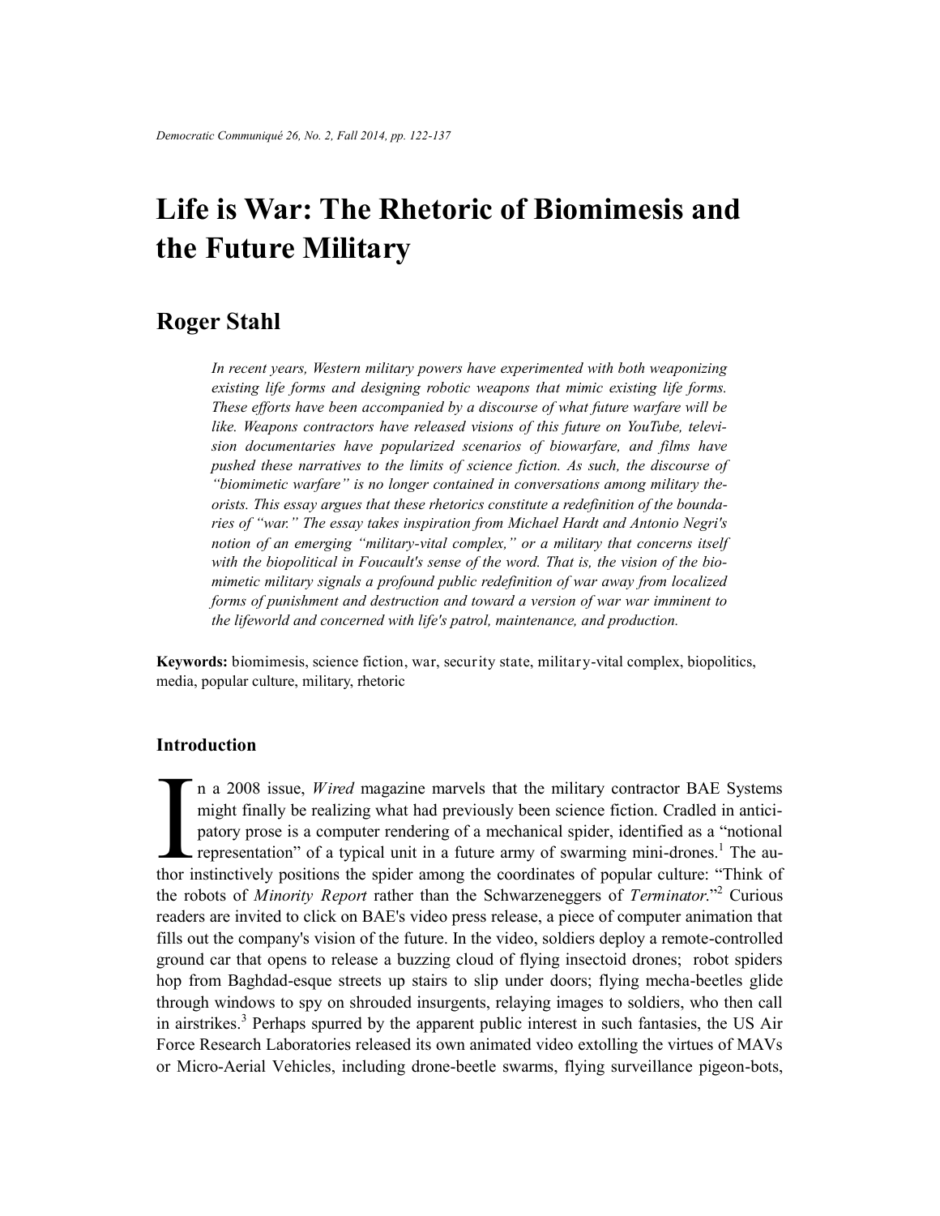# Life is War: The Rhetoric of Biomimesis and the Future Military

## Roger Stahl

*In recent years, Western military powers have experimented with both weaponizing existing life forms and designing robotic weapons that mimic existing life forms. These efforts have been accompanied by a discourse of what future warfare will be like. Weapons contractors have released visions of this future on YouTube, television documentaries have popularized scenarios of biowarfare, and films have pushed these narratives to the limits of science fiction. As such, the discourse of "biomimetic warfare" is no longer contained in conversations among military theorists. This essay argues that these rhetorics constitute a redefinition of the boundaries of "war." The essay takes inspiration from Michael Hardt and Antonio Negri's notion of an emerging "military-vital complex," or a military that concerns itself with the biopolitical in Foucault's sense of the word. That is, the vision of the biomimetic military signals a profound public redefinition of war away from localized forms of punishment and destruction and toward a version of war war imminent to the lifeworld and concerned with life's patrol, maintenance, and production.*

**Keywords:** biomimesis, science fiction, war, security state, military-vital complex, biopolitics, media, popular culture, military, rhetoric

### Introduction

In a 2008 issue, *Wired* magazine marvels that the military contractor BAE Systems might finally be realizing what had previously been science fiction. Cradled in anticipatory prose is a computer rendering of a mechanical spider, identified as a "notional representation" of a typical unit in a future army of swarming mini-drones.[1] The author instinctively positions the spider among the coordinates of popular culture: "Think of the robots of *Minority Report* rather than the Schwarzeneggers of *Terminator*."[2] Curious readers are invited to click on BAE's video press release, a piece of computer animation that fills out the company's vision of the future. In the video, soldiers deploy a remote-controlled ground car that opens to release a buzzing cloud of flying insectoid drones; robot spiders hop from Baghdad-esque streets up stairs to slip under doors; flying mecha-beetles glide through windows to spy on shrouded insurgents, relaying images to soldiers, who then call in airstrikes.[3] Perhaps spurred by the apparent public interest in such fantasies, the US Air Force Research Laboratories released its own animated video extolling the virtues of MAVs or Micro-Aerial Vehicles, including drone-beetle swarms, flying surveillance pigeon-bots,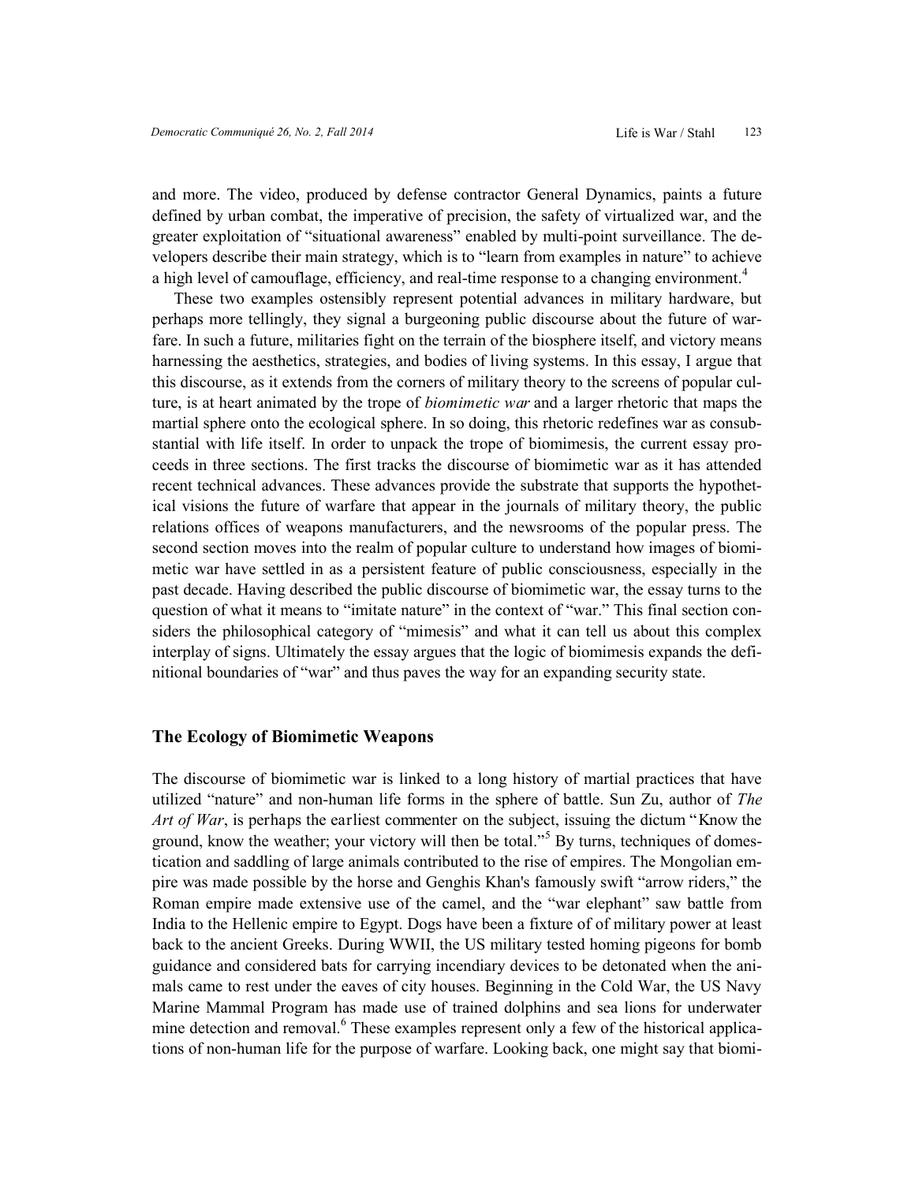and more. The video, produced by defense contractor General Dynamics, paints a future defined by urban combat, the imperative of precision, the safety of virtualized war, and the greater exploitation of "situational awareness" enabled by multi-point surveillance. The developers describe their main strategy, which is to "learn from examples in nature" to achieve a high level of camouflage, efficiency, and real-time response to a changing environment.[4]

These two examples ostensibly represent potential advances in military hardware, but perhaps more tellingly, they signal a burgeoning public discourse about the future of warfare. In such a future, militaries fight on the terrain of the biosphere itself, and victory means harnessing the aesthetics, strategies, and bodies of living systems. In this essay, I argue that this discourse, as it extends from the corners of military theory to the screens of popular culture, is at heart animated by the trope of *biomimetic war* and a larger rhetoric that maps the martial sphere onto the ecological sphere. In so doing, this rhetoric redefines war as consubstantial with life itself. In order to unpack the trope of biomimesis, the current essay proceeds in three sections. The first tracks the discourse of biomimetic war as it has attended recent technical advances. These advances provide the substrate that supports the hypothetical visions the future of warfare that appear in the journals of military theory, the public relations offices of weapons manufacturers, and the newsrooms of the popular press. The second section moves into the realm of popular culture to understand how images of biomimetic war have settled in as a persistent feature of public consciousness, especially in the past decade. Having described the public discourse of biomimetic war, the essay turns to the question of what it means to "imitate nature" in the context of "war." This final section considers the philosophical category of "mimesis" and what it can tell us about this complex interplay of signs. Ultimately the essay argues that the logic of biomimesis expands the definitional boundaries of "war" and thus paves the way for an expanding security state.

## The Ecology of Biomimetic Weapons

The discourse of biomimetic war is linked to a long history of martial practices that have utilized "nature" and non-human life forms in the sphere of battle. Sun Zu, author of *The Art of War*, is perhaps the earliest commenter on the subject, issuing the dictum "Know the ground, know the weather; your victory will then be total."[5] By turns, techniques of domestication and saddling of large animals contributed to the rise of empires. The Mongolian empire was made possible by the horse and Genghis Khan's famously swift "arrow riders," the Roman empire made extensive use of the camel, and the "war elephant" saw battle from India to the Hellenic empire to Egypt. Dogs have been a fixture of of military power at least back to the ancient Greeks. During WWII, the US military tested homing pigeons for bomb guidance and considered bats for carrying incendiary devices to be detonated when the animals came to rest under the eaves of city houses. Beginning in the Cold War, the US Navy Marine Mammal Program has made use of trained dolphins and sea lions for underwater mine detection and removal.[6] These examples represent only a few of the historical applications of non-human life for the purpose of warfare. Looking back, one might say that biomi-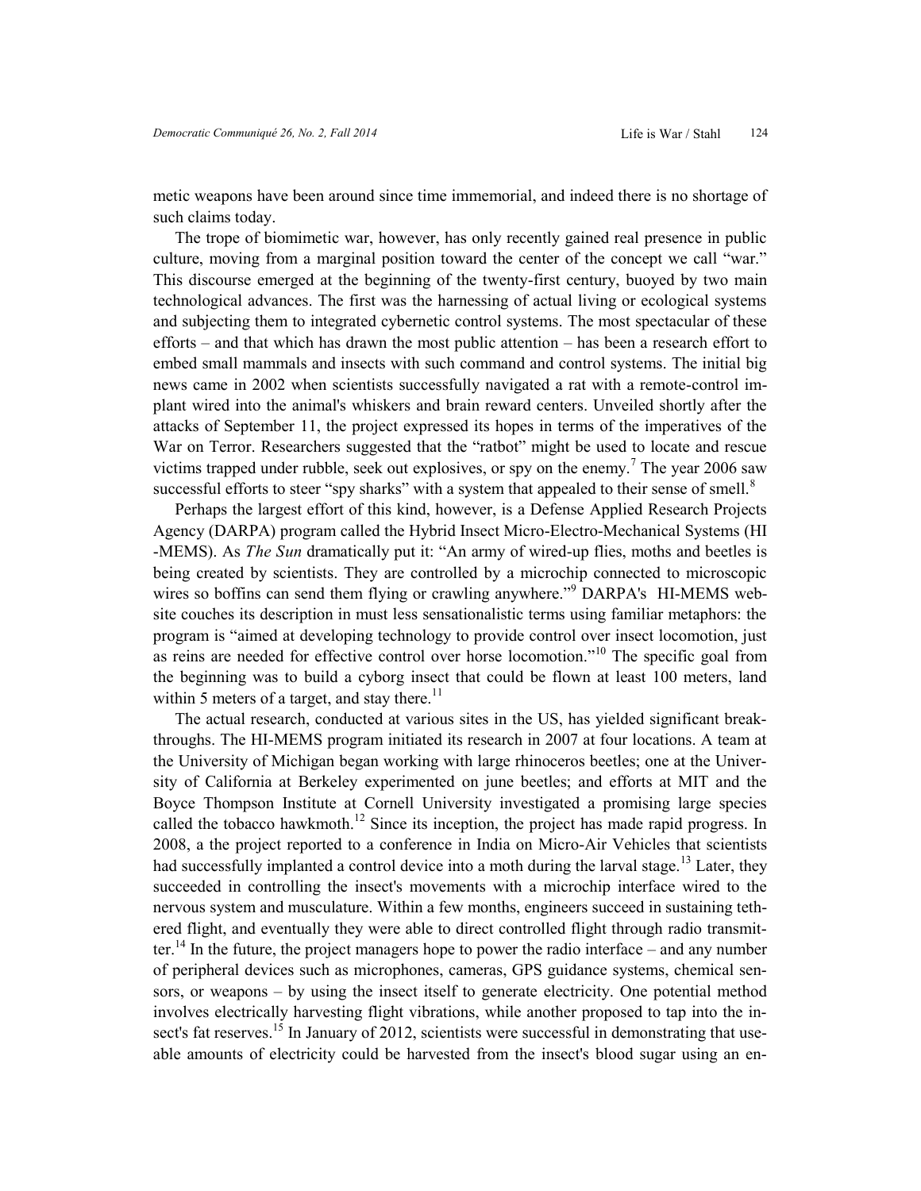metic weapons have been around since time immemorial, and indeed there is no shortage of such claims today.

The trope of biomimetic war, however, has only recently gained real presence in public culture, moving from a marginal position toward the center of the concept we call "war." This discourse emerged at the beginning of the twenty-first century, buoyed by two main technological advances. The first was the harnessing of actual living or ecological systems and subjecting them to integrated cybernetic control systems. The most spectacular of these efforts – and that which has drawn the most public attention – has been a research effort to embed small mammals and insects with such command and control systems. The initial big news came in 2002 when scientists successfully navigated a rat with a remote-control implant wired into the animal's whiskers and brain reward centers. Unveiled shortly after the attacks of September 11, the project expressed its hopes in terms of the imperatives of the War on Terror. Researchers suggested that the "ratbot" might be used to locate and rescue victims trapped under rubble, seek out explosives, or spy on the enemy.[7] The year 2006 saw successful efforts to steer "spy sharks" with a system that appealed to their sense of smell.[8]

Perhaps the largest effort of this kind, however, is a Defense Applied Research Projects Agency (DARPA) program called the Hybrid Insect Micro-Electro-Mechanical Systems (HI-MEMS). As *The Sun* dramatically put it: "An army of wired-up flies, moths and beetles is being created by scientists. They are controlled by a microchip connected to microscopic wires so boffins can send them flying or crawling anywhere."[9] DARPA's HI-MEMS website couches its description in must less sensationalistic terms using familiar metaphors: the program is "aimed at developing technology to provide control over insect locomotion, just as reins are needed for effective control over horse locomotion."[10] The specific goal from the beginning was to build a cyborg insect that could be flown at least 100 meters, land within 5 meters of a target, and stay there.[11]

The actual research, conducted at various sites in the US, has yielded significant breakthroughs. The HI-MEMS program initiated its research in 2007 at four locations. A team at the University of Michigan began working with large rhinoceros beetles; one at the University of California at Berkeley experimented on june beetles; and efforts at MIT and the Boyce Thompson Institute at Cornell University investigated a promising large species called the tobacco hawkmoth.[12] Since its inception, the project has made rapid progress. In 2008, a the project reported to a conference in India on Micro-Air Vehicles that scientists had successfully implanted a control device into a moth during the larval stage.[13] Later, they succeeded in controlling the insect's movements with a microchip interface wired to the nervous system and musculature. Within a few months, engineers succeed in sustaining tethered flight, and eventually they were able to direct controlled flight through radio transmitter.[14] In the future, the project managers hope to power the radio interface – and any number of peripheral devices such as microphones, cameras, GPS guidance systems, chemical sensors, or weapons – by using the insect itself to generate electricity. One potential method involves electrically harvesting flight vibrations, while another proposed to tap into the insect's fat reserves.[15] In January of 2012, scientists were successful in demonstrating that useable amounts of electricity could be harvested from the insect's blood sugar using an en-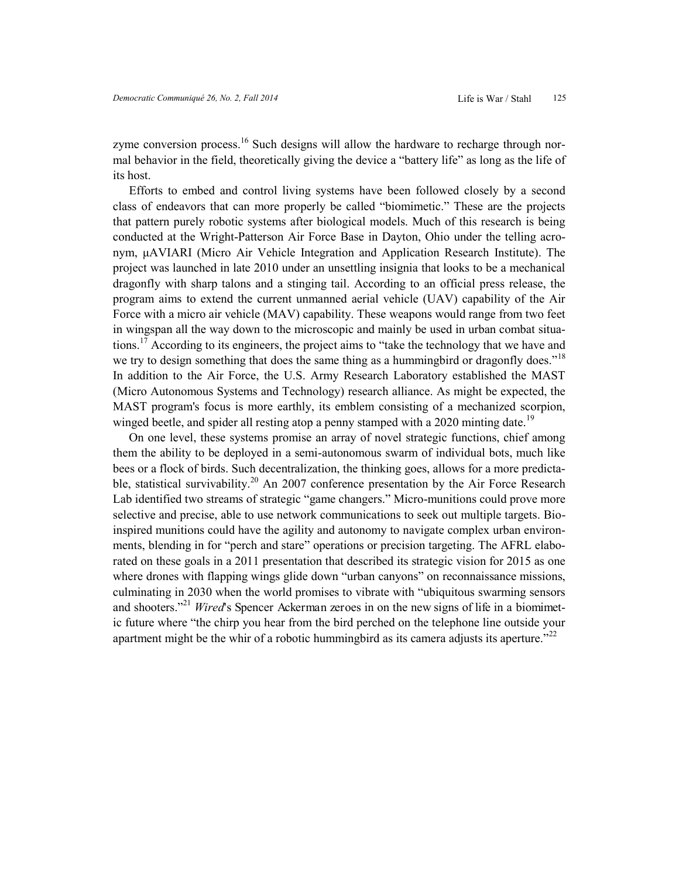zyme conversion process.[16] Such designs will allow the hardware to recharge through normal behavior in the field, theoretically giving the device a "battery life" as long as the life of its host.

Efforts to embed and control living systems have been followed closely by a second class of endeavors that can more properly be called "biomimetic." These are the projects that pattern purely robotic systems after biological models. Much of this research is being conducted at the Wright-Patterson Air Force Base in Dayton, Ohio under the telling acronym, μAVIARI (Micro Air Vehicle Integration and Application Research Institute). The project was launched in late 2010 under an unsettling insignia that looks to be a mechanical dragonfly with sharp talons and a stinging tail. According to an official press release, the program aims to extend the current unmanned aerial vehicle (UAV) capability of the Air Force with a micro air vehicle (MAV) capability. These weapons would range from two feet in wingspan all the way down to the microscopic and mainly be used in urban combat situations.[17] According to its engineers, the project aims to "take the technology that we have and we try to design something that does the same thing as a hummingbird or dragonfly does."[18] In addition to the Air Force, the U.S. Army Research Laboratory established the MAST (Micro Autonomous Systems and Technology) research alliance. As might be expected, the MAST program's focus is more earthly, its emblem consisting of a mechanized scorpion, winged beetle, and spider all resting atop a penny stamped with a 2020 minting date.[19]

On one level, these systems promise an array of novel strategic functions, chief among them the ability to be deployed in a semi-autonomous swarm of individual bots, much like bees or a flock of birds. Such decentralization, the thinking goes, allows for a more predictable, statistical survivability.[20] An 2007 conference presentation by the Air Force Research Lab identified two streams of strategic "game changers." Micro-munitions could prove more selective and precise, able to use network communications to seek out multiple targets. Bio-inspired munitions could have the agility and autonomy to navigate complex urban environments, blending in for "perch and stare" operations or precision targeting. The AFRL elaborated on these goals in a 2011 presentation that described its strategic vision for 2015 as one where drones with flapping wings glide down "urban canyons" on reconnaissance missions, culminating in 2030 when the world promises to vibrate with "ubiquitous swarming sensors and shooters."[21] *Wired*'s Spencer Ackerman zeroes in on the new signs of life in a biomimetic future where "the chirp you hear from the bird perched on the telephone line outside your apartment might be the whir of a robotic hummingbird as its camera adjusts its aperture."[22]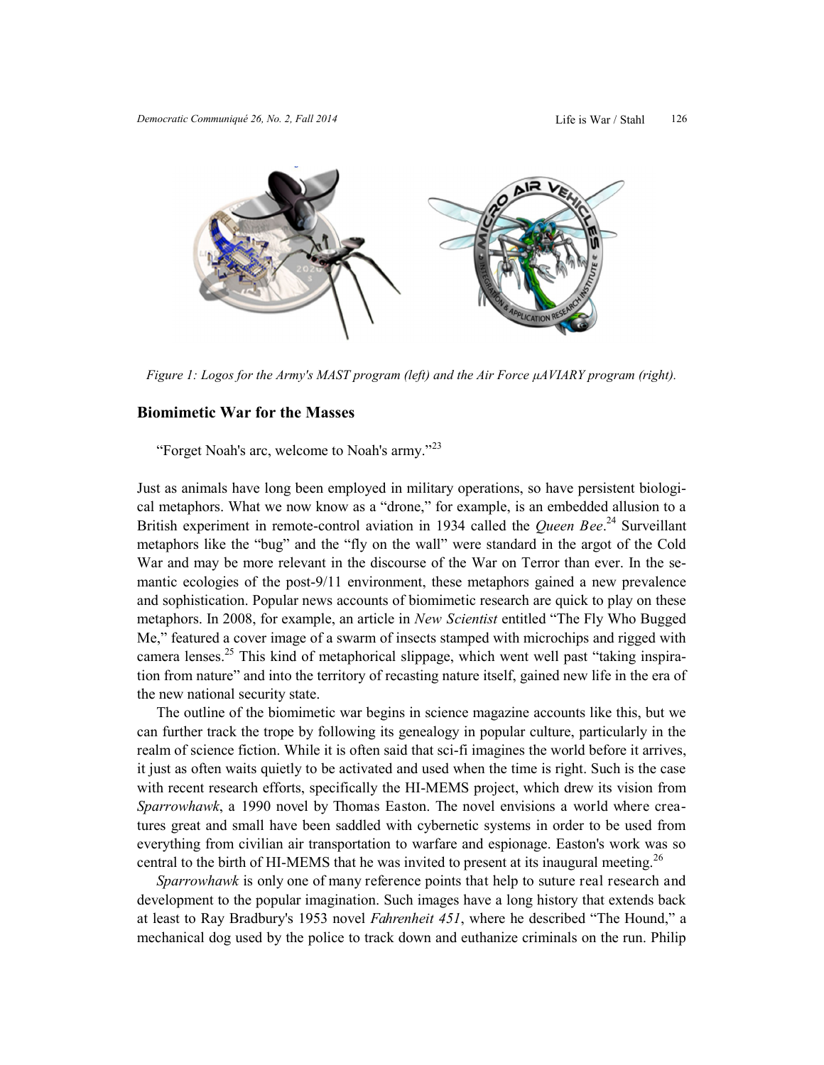Figure 1: Logos for the Army's MAST program (left) and the Air Force μAVIARY program (right).

## Biomimetic War for the Masses

"Forget Noah's arc, welcome to Noah's army."[23]

Just as animals have long been employed in military operations, so have persistent biological metaphors. What we now know as a "drone," for example, is an embedded allusion to a British experiment in remote-control aviation in 1934 called the *Queen Bee*.[24] Surveillant metaphors like the "bug" and the "fly on the wall" were standard in the argot of the Cold War and may be more relevant in the discourse of the War on Terror than ever. In the semantic ecologies of the post-9/11 environment, these metaphors gained a new prevalence and sophistication. Popular news accounts of biomimetic research are quick to play on these metaphors. In 2008, for example, an article in *New Scientist* entitled "The Fly Who Bugged Me," featured a cover image of a swarm of insects stamped with microchips and rigged with camera lenses.[25] This kind of metaphorical slippage, which went well past "taking inspiration from nature" and into the territory of recasting nature itself, gained new life in the era of the new national security state.

The outline of the biomimetic war begins in science magazine accounts like this, but we can further track the trope by following its genealogy in popular culture, particularly in the realm of science fiction. While it is often said that sci-fi imagines the world before it arrives, it just as often waits quietly to be activated and used when the time is right. Such is the case with recent research efforts, specifically the HI-MEMS project, which drew its vision from *Sparrowhawk*, a 1990 novel by Thomas Easton. The novel envisions a world where creatures great and small have been saddled with cybernetic systems in order to be used from everything from civilian air transportation to warfare and espionage. Easton's work was so central to the birth of HI-MEMS that he was invited to present at its inaugural meeting.[26]

*Sparrowhawk* is only one of many reference points that help to suture real research and development to the popular imagination. Such images have a long history that extends back at least to Ray Bradbury's 1953 novel *Fahrenheit 451*, where he described "The Hound," a mechanical dog used by the police to track down and euthanize criminals on the run. Philip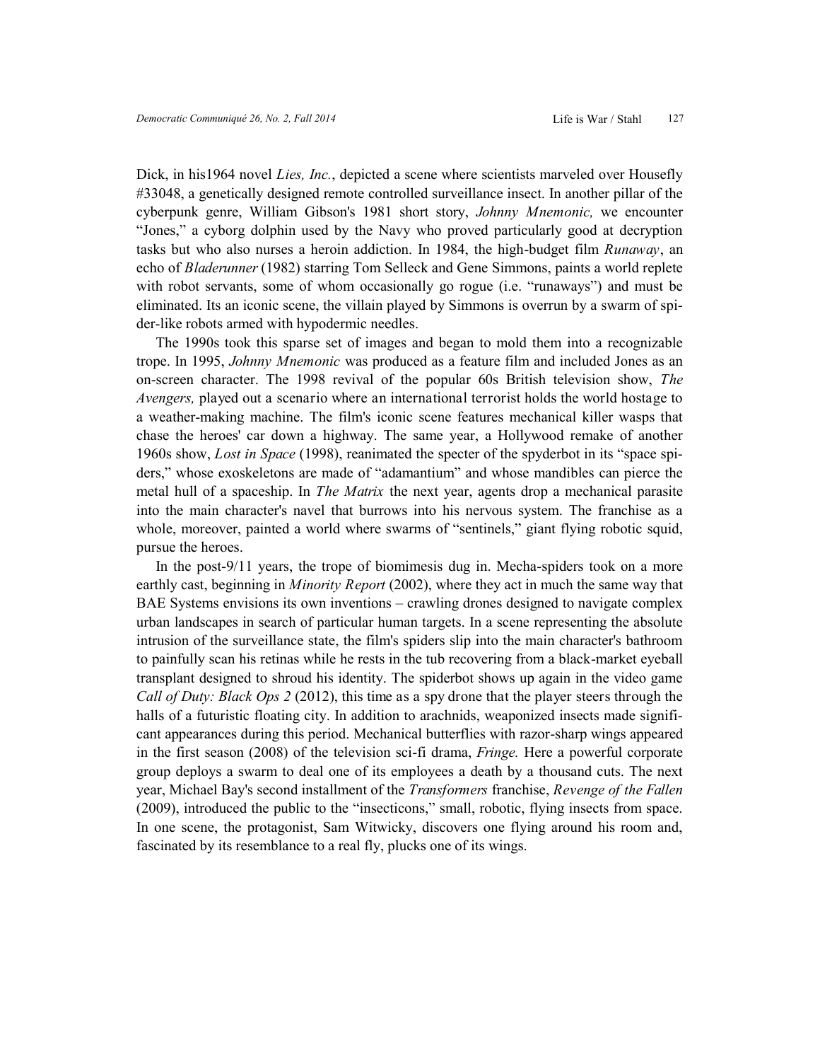Dick, in his1964 novel *Lies, Inc.*, depicted a scene where scientists marveled over Housefly #33048, a genetically designed remote controlled surveillance insect. In another pillar of the cyberpunk genre, William Gibson's 1981 short story, *Johnny Mnemonic,* we encounter "Jones," a cyborg dolphin used by the Navy who proved particularly good at decryption tasks but who also nurses a heroin addiction. In 1984, the high-budget film *Runaway*, an echo of *Bladerunner* (1982) starring Tom Selleck and Gene Simmons, paints a world replete with robot servants, some of whom occasionally go rogue (i.e. "runaways") and must be eliminated. Its an iconic scene, the villain played by Simmons is overrun by a swarm of spider-like robots armed with hypodermic needles.

The 1990s took this sparse set of images and began to mold them into a recognizable trope. In 1995, *Johnny Mnemonic* was produced as a feature film and included Jones as an on-screen character. The 1998 revival of the popular 60s British television show, *The Avengers,* played out a scenario where an international terrorist holds the world hostage to a weather-making machine. The film's iconic scene features mechanical killer wasps that chase the heroes' car down a highway. The same year, a Hollywood remake of another 1960s show, *Lost in Space* (1998), reanimated the specter of the spyderbot in its "space spiders," whose exoskeletons are made of "adamantium" and whose mandibles can pierce the metal hull of a spaceship. In *The Matrix* the next year, agents drop a mechanical parasite into the main character's navel that burrows into his nervous system. The franchise as a whole, moreover, painted a world where swarms of "sentinels," giant flying robotic squid, pursue the heroes.

In the post-9/11 years, the trope of biomimesis dug in. Mecha-spiders took on a more earthly cast, beginning in *Minority Report* (2002), where they act in much the same way that BAE Systems envisions its own inventions – crawling drones designed to navigate complex urban landscapes in search of particular human targets. In a scene representing the absolute intrusion of the surveillance state, the film's spiders slip into the main character's bathroom to painfully scan his retinas while he rests in the tub recovering from a black-market eyeball transplant designed to shroud his identity. The spiderbot shows up again in the video game *Call of Duty: Black Ops 2* (2012), this time as a spy drone that the player steers through the halls of a futuristic floating city. In addition to arachnids, weaponized insects made significant appearances during this period. Mechanical butterflies with razor-sharp wings appeared in the first season (2008) of the television sci-fi drama, *Fringe.* Here a powerful corporate group deploys a swarm to deal one of its employees a death by a thousand cuts. The next year, Michael Bay's second installment of the *Transformers* franchise, *Revenge of the Fallen* (2009), introduced the public to the "insecticons," small, robotic, flying insects from space. In one scene, the protagonist, Sam Witwicky, discovers one flying around his room and, fascinated by its resemblance to a real fly, plucks one of its wings.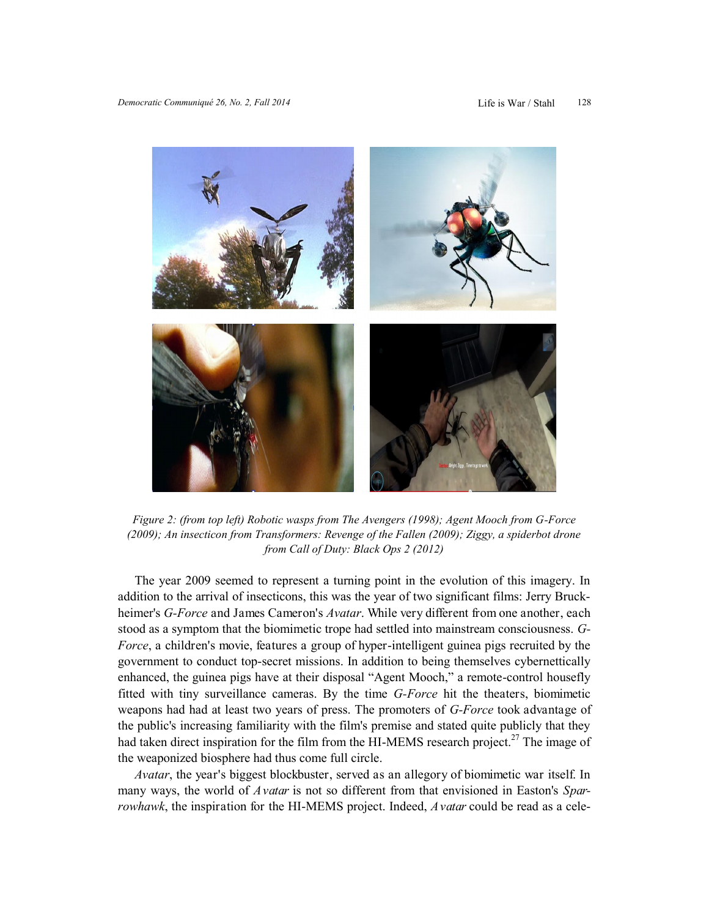*Figure 2: (from top left) Robotic wasps from The Avengers (1998); Agent Mooch from G-Force (2009); An insecticon from Transformers: Revenge of the Fallen (2009); Ziggy, a spiderbot drone from Call of Duty: Black Ops 2 (2012)*

The year 2009 seemed to represent a turning point in the evolution of this imagery. In addition to the arrival of insecticons, this was the year of two significant films: Jerry Bruckheimer's *G-Force* and James Cameron's *Avatar*. While very different from one another, each stood as a symptom that the biomimetic trope had settled into mainstream consciousness. *G-Force*, a children's movie, features a group of hyper-intelligent guinea pigs recruited by the government to conduct top-secret missions. In addition to being themselves cybernettically enhanced, the guinea pigs have at their disposal "Agent Mooch," a remote-control housefly fitted with tiny surveillance cameras. By the time *G-Force* hit the theaters, biomimetic weapons had had at least two years of press. The promoters of *G-Force* took advantage of the public's increasing familiarity with the film's premise and stated quite publicly that they had taken direct inspiration for the film from the HI-MEMS research project.[27] The image of the weaponized biosphere had thus come full circle.

*Avatar*, the year's biggest blockbuster, served as an allegory of biomimetic war itself. In many ways, the world of *Avatar* is not so different from that envisioned in Easton's *Sparrowhawk*, the inspiration for the HI-MEMS project. Indeed, *Avatar* could be read as a cele-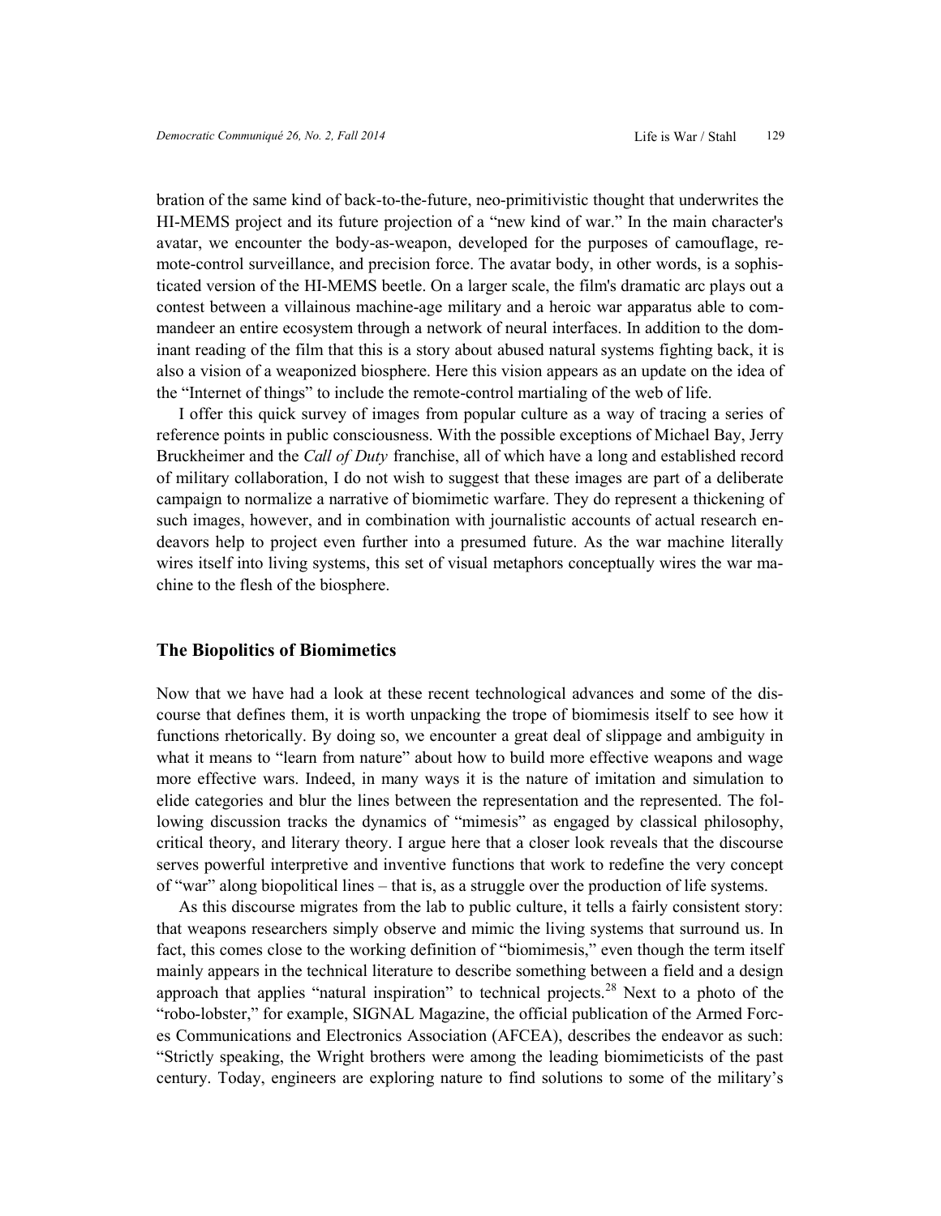bration of the same kind of back-to-the-future, neo-primitivistic thought that underwrites the HI-MEMS project and its future projection of a "new kind of war." In the main character's avatar, we encounter the body-as-weapon, developed for the purposes of camouflage, remote-control surveillance, and precision force. The avatar body, in other words, is a sophisticated version of the HI-MEMS beetle. On a larger scale, the film's dramatic arc plays out a contest between a villainous machine-age military and a heroic war apparatus able to commandeer an entire ecosystem through a network of neural interfaces. In addition to the dominant reading of the film that this is a story about abused natural systems fighting back, it is also a vision of a weaponized biosphere. Here this vision appears as an update on the idea of the "Internet of things" to include the remote-control martialing of the web of life.

I offer this quick survey of images from popular culture as a way of tracing a series of reference points in public consciousness. With the possible exceptions of Michael Bay, Jerry Bruckheimer and the *Call of Duty* franchise, all of which have a long and established record of military collaboration, I do not wish to suggest that these images are part of a deliberate campaign to normalize a narrative of biomimetic warfare. They do represent a thickening of such images, however, and in combination with journalistic accounts of actual research endeavors help to project even further into a presumed future. As the war machine literally wires itself into living systems, this set of visual metaphors conceptually wires the war machine to the flesh of the biosphere.

## The Biopolitics of Biomimetics

Now that we have had a look at these recent technological advances and some of the discourse that defines them, it is worth unpacking the trope of biomimesis itself to see how it functions rhetorically. By doing so, we encounter a great deal of slippage and ambiguity in what it means to "learn from nature" about how to build more effective weapons and wage more effective wars. Indeed, in many ways it is the nature of imitation and simulation to elide categories and blur the lines between the representation and the represented. The following discussion tracks the dynamics of "mimesis" as engaged by classical philosophy, critical theory, and literary theory. I argue here that a closer look reveals that the discourse serves powerful interpretive and inventive functions that work to redefine the very concept of "war" along biopolitical lines – that is, as a struggle over the production of life systems.

As this discourse migrates from the lab to public culture, it tells a fairly consistent story: that weapons researchers simply observe and mimic the living systems that surround us. In fact, this comes close to the working definition of "biomimesis," even though the term itself mainly appears in the technical literature to describe something between a field and a design approach that applies "natural inspiration" to technical projects.[28] Next to a photo of the "robo-lobster," for example, SIGNAL Magazine, the official publication of the Armed Forces Communications and Electronics Association (AFCEA), describes the endeavor as such: "Strictly speaking, the Wright brothers were among the leading biomimeticists of the past century. Today, engineers are exploring nature to find solutions to some of the military's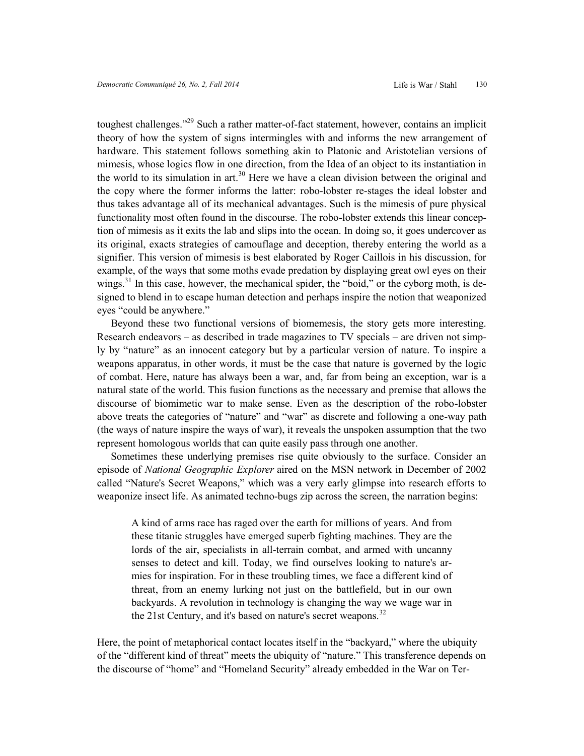toughest challenges."[29] Such a rather matter-of-fact statement, however, contains an implicit theory of how the system of signs intermingles with and informs the new arrangement of hardware. This statement follows something akin to Platonic and Aristotelian versions of mimesis, whose logics flow in one direction, from the Idea of an object to its instantiation in the world to its simulation in art.[30] Here we have a clean division between the original and the copy where the former informs the latter: robo-lobster re-stages the ideal lobster and thus takes advantage all of its mechanical advantages. Such is the mimesis of pure physical functionality most often found in the discourse. The robo-lobster extends this linear conception of mimesis as it exits the lab and slips into the ocean. In doing so, it goes undercover as its original, exacts strategies of camouflage and deception, thereby entering the world as a signifier. This version of mimesis is best elaborated by Roger Caillois in his discussion, for example, of the ways that some moths evade predation by displaying great owl eyes on their wings.[31] In this case, however, the mechanical spider, the "boid," or the cyborg moth, is designed to blend in to escape human detection and perhaps inspire the notion that weaponized eyes "could be anywhere."

Beyond these two functional versions of biomemesis, the story gets more interesting. Research endeavors – as described in trade magazines to TV specials – are driven not simply by "nature" as an innocent category but by a particular version of nature. To inspire a weapons apparatus, in other words, it must be the case that nature is governed by the logic of combat. Here, nature has always been a war, and, far from being an exception, war is a natural state of the world. This fusion functions as the necessary and premise that allows the discourse of biomimetic war to make sense. Even as the description of the robo-lobster above treats the categories of "nature" and "war" as discrete and following a one-way path (the ways of nature inspire the ways of war), it reveals the unspoken assumption that the two represent homologous worlds that can quite easily pass through one another.

Sometimes these underlying premises rise quite obviously to the surface. Consider an episode of *National Geographic Explorer* aired on the MSN network in December of 2002 called "Nature's Secret Weapons," which was a very early glimpse into research efforts to weaponize insect life. As animated techno-bugs zip across the screen, the narration begins:

> A kind of arms race has raged over the earth for millions of years. And from these titanic struggles have emerged superb fighting machines. They are the lords of the air, specialists in all-terrain combat, and armed with uncanny senses to detect and kill. Today, we find ourselves looking to nature's armies for inspiration. For in these troubling times, we face a different kind of threat, from an enemy lurking not just on the battlefield, but in our own backyards. A revolution in technology is changing the way we wage war in the 21st Century, and it's based on nature's secret weapons.[32]

Here, the point of metaphorical contact locates itself in the "backyard," where the ubiquity of the "different kind of threat" meets the ubiquity of "nature." This transference depends on the discourse of "home" and "Homeland Security" already embedded in the War on Ter-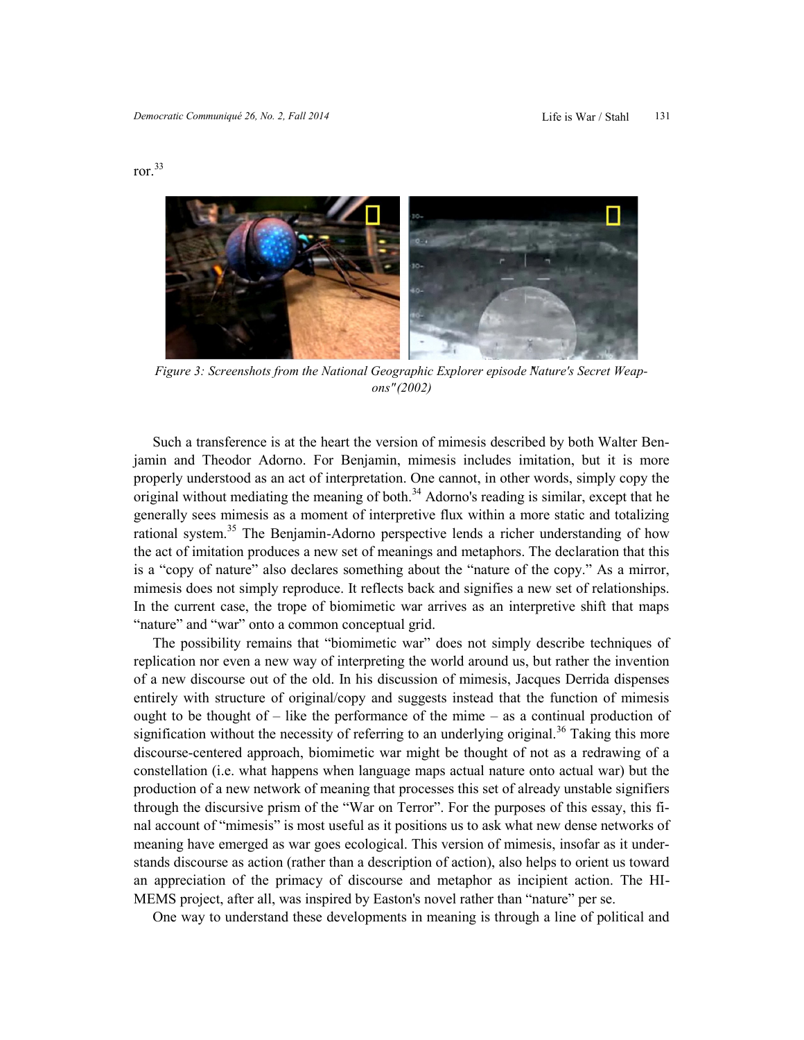ror.[33]

*Figure 3: Screenshots from the National Geographic Explorer episode Nature's Secret Weapons" (2002)*

Such a transference is at the heart the version of mimesis described by both Walter Benjamin and Theodor Adorno. For Benjamin, mimesis includes imitation, but it is more properly understood as an act of interpretation. One cannot, in other words, simply copy the original without mediating the meaning of both.[34] Adorno's reading is similar, except that he generally sees mimesis as a moment of interpretive flux within a more static and totalizing rational system.[35] The Benjamin-Adorno perspective lends a richer understanding of how the act of imitation produces a new set of meanings and metaphors. The declaration that this is a "copy of nature" also declares something about the "nature of the copy." As a mirror, mimesis does not simply reproduce. It reflects back and signifies a new set of relationships. In the current case, the trope of biomimetic war arrives as an interpretive shift that maps "nature" and "war" onto a common conceptual grid.

The possibility remains that "biomimetic war" does not simply describe techniques of replication nor even a new way of interpreting the world around us, but rather the invention of a new discourse out of the old. In his discussion of mimesis, Jacques Derrida dispenses entirely with structure of original/copy and suggests instead that the function of mimesis ought to be thought of – like the performance of the mime – as a continual production of signification without the necessity of referring to an underlying original.[36] Taking this more discourse-centered approach, biomimetic war might be thought of not as a redrawing of a constellation (i.e. what happens when language maps actual nature onto actual war) but the production of a new network of meaning that processes this set of already unstable signifiers through the discursive prism of the "War on Terror". For the purposes of this essay, this final account of "mimesis" is most useful as it positions us to ask what new dense networks of meaning have emerged as war goes ecological. This version of mimesis, insofar as it understands discourse as action (rather than a description of action), also helps to orient us toward an appreciation of the primacy of discourse and metaphor as incipient action. The HI-MEMS project, after all, was inspired by Easton's novel rather than "nature" per se.

One way to understand these developments in meaning is through a line of political and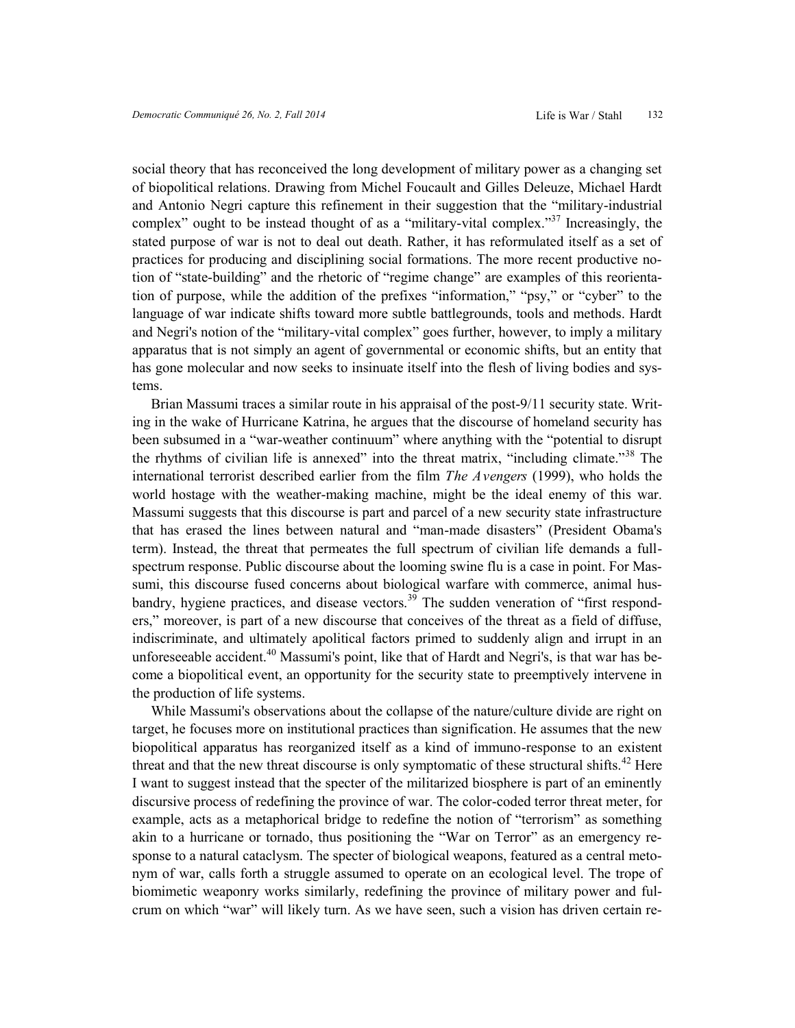social theory that has reconceived the long development of military power as a changing set of biopolitical relations. Drawing from Michel Foucault and Gilles Deleuze, Michael Hardt and Antonio Negri capture this refinement in their suggestion that the "military-industrial complex" ought to be instead thought of as a "military-vital complex."[37] Increasingly, the stated purpose of war is not to deal out death. Rather, it has reformulated itself as a set of practices for producing and disciplining social formations. The more recent productive notion of "state-building" and the rhetoric of "regime change" are examples of this reorientation of purpose, while the addition of the prefixes "information," "psy," or "cyber" to the language of war indicate shifts toward more subtle battlegrounds, tools and methods. Hardt and Negri's notion of the "military-vital complex" goes further, however, to imply a military apparatus that is not simply an agent of governmental or economic shifts, but an entity that has gone molecular and now seeks to insinuate itself into the flesh of living bodies and systems.

Brian Massumi traces a similar route in his appraisal of the post-9/11 security state. Writing in the wake of Hurricane Katrina, he argues that the discourse of homeland security has been subsumed in a "war-weather continuum" where anything with the "potential to disrupt the rhythms of civilian life is annexed" into the threat matrix, "including climate."[38] The international terrorist described earlier from the film *The Avengers* (1999), who holds the world hostage with the weather-making machine, might be the ideal enemy of this war. Massumi suggests that this discourse is part and parcel of a new security state infrastructure that has erased the lines between natural and "man-made disasters" (President Obama's term). Instead, the threat that permeates the full spectrum of civilian life demands a full-spectrum response. Public discourse about the looming swine flu is a case in point. For Massumi, this discourse fused concerns about biological warfare with commerce, animal husbandry, hygiene practices, and disease vectors.[39] The sudden veneration of "first responders," moreover, is part of a new discourse that conceives of the threat as a field of diffuse, indiscriminate, and ultimately apolitical factors primed to suddenly align and irrupt in an unforeseeable accident.[40] Massumi's point, like that of Hardt and Negri's, is that war has become a biopolitical event, an opportunity for the security state to preemptively intervene in the production of life systems.

While Massumi's observations about the collapse of the nature/culture divide are right on target, he focuses more on institutional practices than signification. He assumes that the new biopolitical apparatus has reorganized itself as a kind of immuno-response to an existent threat and that the new threat discourse is only symptomatic of these structural shifts.[42] Here I want to suggest instead that the specter of the militarized biosphere is part of an eminently discursive process of redefining the province of war. The color-coded terror threat meter, for example, acts as a metaphorical bridge to redefine the notion of "terrorism" as something akin to a hurricane or tornado, thus positioning the "War on Terror" as an emergency response to a natural cataclysm. The specter of biological weapons, featured as a central metonym of war, calls forth a struggle assumed to operate on an ecological level. The trope of biomimetic weaponry works similarly, redefining the province of military power and fulcrum on which "war" will likely turn. As we have seen, such a vision has driven certain re-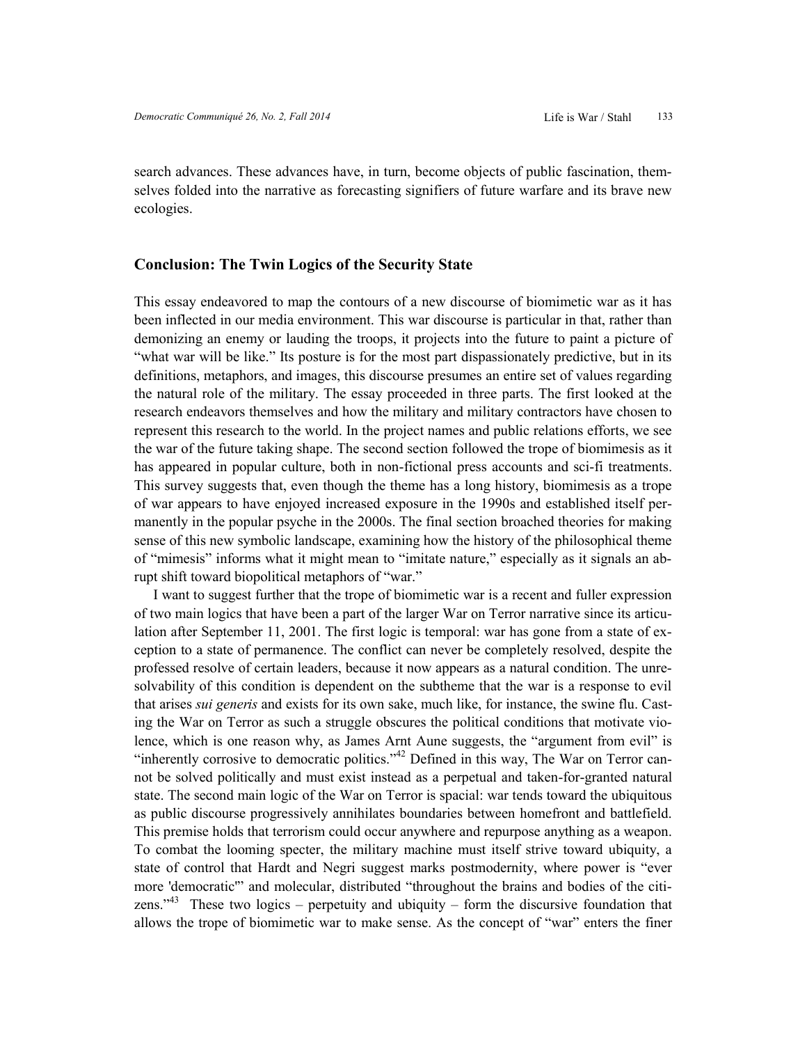search advances. These advances have, in turn, become objects of public fascination, themselves folded into the narrative as forecasting signifiers of future warfare and its brave new ecologies.

## Conclusion: The Twin Logics of the Security State

This essay endeavored to map the contours of a new discourse of biomimetic war as it has been inflected in our media environment. This war discourse is particular in that, rather than demonizing an enemy or lauding the troops, it projects into the future to paint a picture of "what war will be like." Its posture is for the most part dispassionately predictive, but in its definitions, metaphors, and images, this discourse presumes an entire set of values regarding the natural role of the military. The essay proceeded in three parts. The first looked at the research endeavors themselves and how the military and military contractors have chosen to represent this research to the world. In the project names and public relations efforts, we see the war of the future taking shape. The second section followed the trope of biomimesis as it has appeared in popular culture, both in non-fictional press accounts and sci-fi treatments. This survey suggests that, even though the theme has a long history, biomimesis as a trope of war appears to have enjoyed increased exposure in the 1990s and established itself permanently in the popular psyche in the 2000s. The final section broached theories for making sense of this new symbolic landscape, examining how the history of the philosophical theme of "mimesis" informs what it might mean to "imitate nature," especially as it signals an abrupt shift toward biopolitical metaphors of "war."

I want to suggest further that the trope of biomimetic war is a recent and fuller expression of two main logics that have been a part of the larger War on Terror narrative since its articulation after September 11, 2001. The first logic is temporal: war has gone from a state of exception to a state of permanence. The conflict can never be completely resolved, despite the professed resolve of certain leaders, because it now appears as a natural condition. The unresolvability of this condition is dependent on the subtheme that the war is a response to evil that arises *sui generis* and exists for its own sake, much like, for instance, the swine flu. Casting the War on Terror as such a struggle obscures the political conditions that motivate violence, which is one reason why, as James Arnt Aune suggests, the "argument from evil" is "inherently corrosive to democratic politics."[42] Defined in this way, The War on Terror cannot be solved politically and must exist instead as a perpetual and taken-for-granted natural state. The second main logic of the War on Terror is spacial: war tends toward the ubiquitous as public discourse progressively annihilates boundaries between homefront and battlefield. This premise holds that terrorism could occur anywhere and repurpose anything as a weapon. To combat the looming specter, the military machine must itself strive toward ubiquity, a state of control that Hardt and Negri suggest marks postmodernity, where power is "ever more 'democratic'" and molecular, distributed "throughout the brains and bodies of the citizens."[43] These two logics – perpetuity and ubiquity – form the discursive foundation that allows the trope of biomimetic war to make sense. As the concept of "war" enters the finer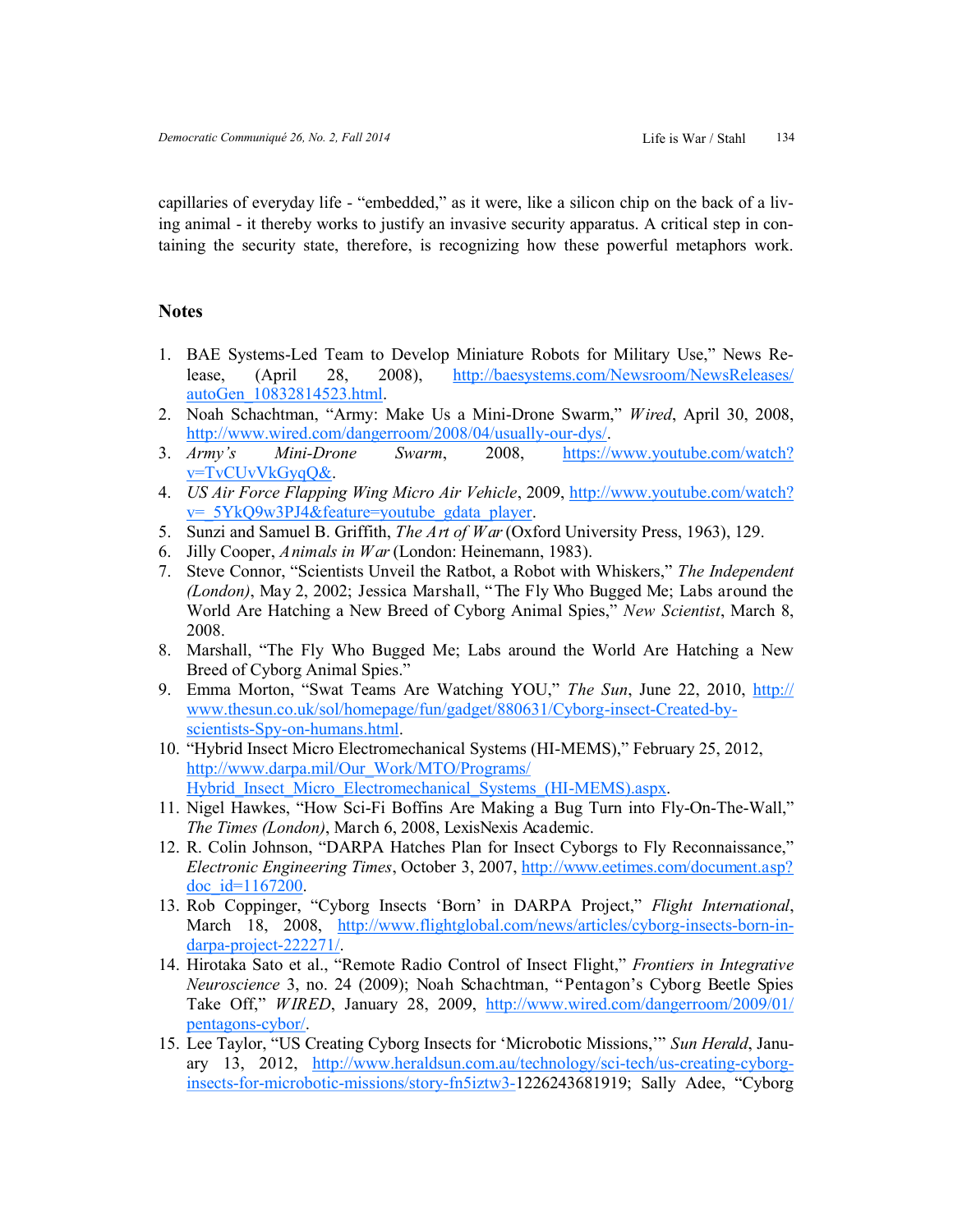capillaries of everyday life - "embedded," as it were, like a silicon chip on the back of a living animal - it thereby works to justify an invasive security apparatus. A critical step in containing the security state, therefore, is recognizing how these powerful metaphors work.

## Notes

1. BAE Systems-Led Team to Develop Miniature Robots for Military Use," News Release, (April 28, 2008), http://baesystems.com/Newsroom/NewsReleases/autoGen_10832814523.html.
2. Noah Schachtman, "Army: Make Us a Mini-Drone Swarm," *Wired*, April 30, 2008, http://www.wired.com/dangerroom/2008/04/usually-our-dys/.
3. *Army's Mini-Drone Swarm*, 2008, https://www.youtube.com/watch?v=TvCUvVkGyqQ&.
4. *US Air Force Flapping Wing Micro Air Vehicle*, 2009, http://www.youtube.com/watch?v=_5YkQ9w3PJ4&feature=youtube_gdata_player.
5. Sunzi and Samuel B. Griffith, *The Art of War* (Oxford University Press, 1963), 129.
6. Jilly Cooper, *Animals in War* (London: Heinemann, 1983).
7. Steve Connor, "Scientists Unveil the Ratbot, a Robot with Whiskers," *The Independent (London)*, May 2, 2002; Jessica Marshall, "The Fly Who Bugged Me; Labs around the World Are Hatching a New Breed of Cyborg Animal Spies," *New Scientist*, March 8, 2008.
8. Marshall, "The Fly Who Bugged Me; Labs around the World Are Hatching a New Breed of Cyborg Animal Spies."
9. Emma Morton, "Swat Teams Are Watching YOU," *The Sun*, June 22, 2010, http://www.thesun.co.uk/sol/homepage/fun/gadget/880631/Cyborg-insect-Created-by-scientists-Spy-on-humans.html.
10. "Hybrid Insect Micro Electromechanical Systems (HI-MEMS)," February 25, 2012, http://www.darpa.mil/Our_Work/MTO/Programs/Hybrid_Insect_Micro_Electromechanical_Systems_(HI-MEMS).aspx.
11. Nigel Hawkes, "How Sci-Fi Boffins Are Making a Bug Turn into Fly-On-The-Wall," *The Times (London)*, March 6, 2008, LexisNexis Academic.
12. R. Colin Johnson, "DARPA Hatches Plan for Insect Cyborgs to Fly Reconnaissance," *Electronic Engineering Times*, October 3, 2007, http://www.eetimes.com/document.asp?doc_id=1167200.
13. Rob Coppinger, "Cyborg Insects 'Born' in DARPA Project," *Flight International*, March 18, 2008, http://www.flightglobal.com/news/articles/cyborg-insects-born-in-darpa-project-222271/.
14. Hirotaka Sato et al., "Remote Radio Control of Insect Flight," *Frontiers in Integrative Neuroscience* 3, no. 24 (2009); Noah Schachtman, "Pentagon's Cyborg Beetle Spies Take Off," *WIRED*, January 28, 2009, http://www.wired.com/dangerroom/2009/01/pentagons-cybor/.
15. Lee Taylor, "US Creating Cyborg Insects for 'Microbotic Missions,'" *Sun Herald*, January 13, 2012, http://www.heraldsun.com.au/technology/sci-tech/us-creating-cyborg-insects-for-microbotic-missions/story-fn5iztw3-1226243681919; Sally Adee, "Cyborg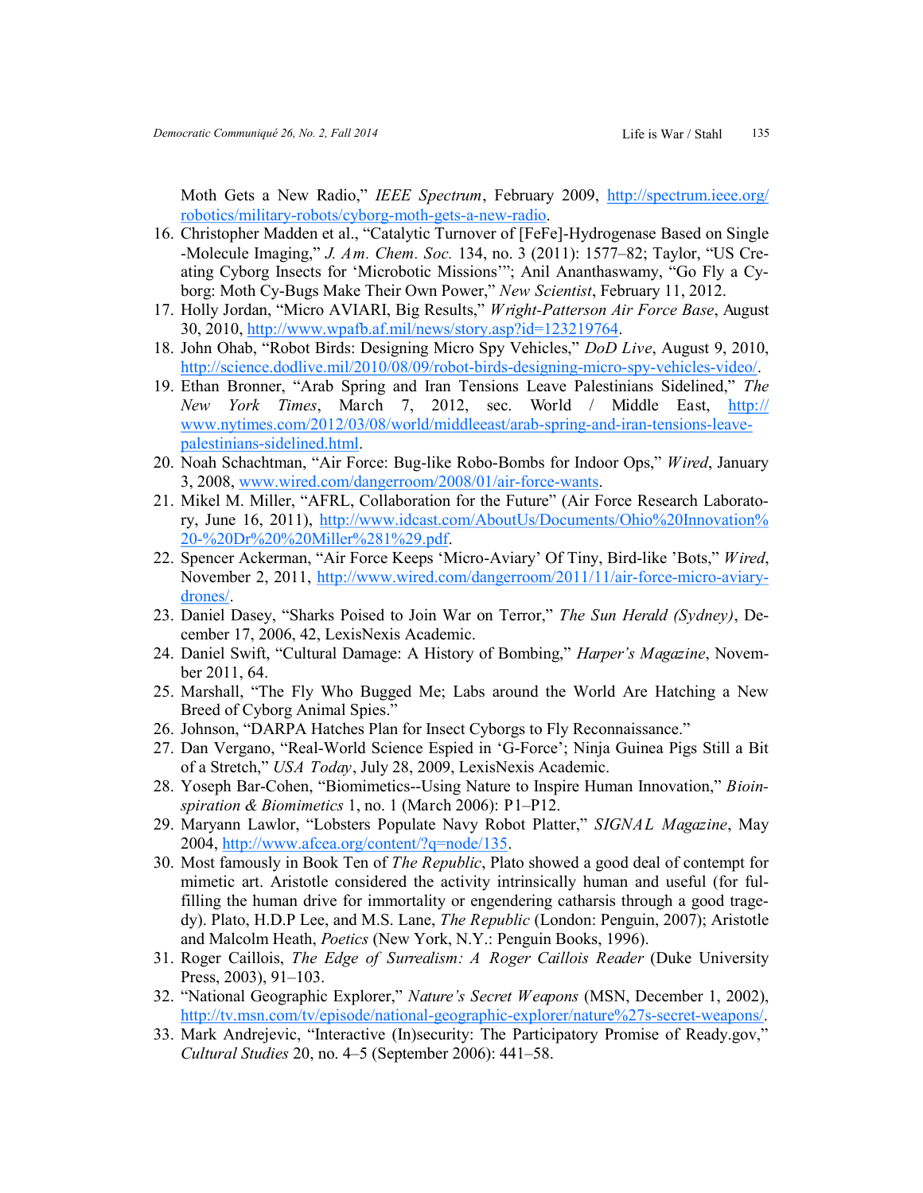Moth Gets a New Radio," *IEEE Spectrum*, February 2009, [http://spectrum.ieee.org/robotics/military-robots/cyborg-moth-gets-a-new-radio](http://spectrum.ieee.org/robotics/military-robots/cyborg-moth-gets-a-new-radio).

16. Christopher Madden et al., "Catalytic Turnover of [FeFe]-Hydrogenase Based on Single -Molecule Imaging," *J. Am. Chem. Soc.* 134, no. 3 (2011): 1577–82; Taylor, "US Creating Cyborg Insects for 'Microbotic Missions'"; Anil Ananthaswamy, "Go Fly a Cyborg: Moth Cy-Bugs Make Their Own Power," *New Scientist*, February 11, 2012.
17. Holly Jordan, "Micro AVIARI, Big Results," *Wright-Patterson Air Force Base*, August 30, 2010, [http://www.wpafb.af.mil/news/story.asp?id=123219764](http://www.wpafb.af.mil/news/story.asp?id=123219764).
18. John Ohab, "Robot Birds: Designing Micro Spy Vehicles," *DoD Live*, August 9, 2010, [http://science.dodlive.mil/2010/08/09/robot-birds-designing-micro-spy-vehicles-video/](http://science.dodlive.mil/2010/08/09/robot-birds-designing-micro-spy-vehicles-video/).
19. Ethan Bronner, "Arab Spring and Iran Tensions Leave Palestinians Sidelined," *The New York Times*, March 7, 2012, sec. World / Middle East, [http://www.nytimes.com/2012/03/08/world/middleeast/arab-spring-and-iran-tensions-leave-palestinians-sidelined.html](http://www.nytimes.com/2012/03/08/world/middleeast/arab-spring-and-iran-tensions-leave-palestinians-sidelined.html).
20. Noah Schachtman, "Air Force: Bug-like Robo-Bombs for Indoor Ops," *Wired*, January 3, 2008, [www.wired.com/dangerroom/2008/01/air-force-wants](www.wired.com/dangerroom/2008/01/air-force-wants).
21. Mikel M. Miller, "AFRL, Collaboration for the Future" (Air Force Research Laboratory, June 16, 2011), [http://www.idcast.com/AboutUs/Documents/Ohio%20Innovation%20-%20Dr%20%20Miller%281%29.pdf](http://www.idcast.com/AboutUs/Documents/Ohio%20Innovation%20-%20Dr%20%20Miller%281%29.pdf).
22. Spencer Ackerman, "Air Force Keeps 'Micro-Aviary' Of Tiny, Bird-like 'Bots," *Wired*, November 2, 2011, [http://www.wired.com/dangerroom/2011/11/air-force-micro-aviary-drones/](http://www.wired.com/dangerroom/2011/11/air-force-micro-aviary-drones/).
23. Daniel Dasey, "Sharks Poised to Join War on Terror," *The Sun Herald (Sydney)*, December 17, 2006, 42, LexisNexis Academic.
24. Daniel Swift, "Cultural Damage: A History of Bombing," *Harper's Magazine*, November 2011, 64.
25. Marshall, "The Fly Who Bugged Me; Labs around the World Are Hatching a New Breed of Cyborg Animal Spies."
26. Johnson, "DARPA Hatches Plan for Insect Cyborgs to Fly Reconnaissance."
27. Dan Vergano, "Real-World Science Espied in 'G-Force'; Ninja Guinea Pigs Still a Bit of a Stretch," *USA Today*, July 28, 2009, LexisNexis Academic.
28. Yoseph Bar-Cohen, "Biomimetics--Using Nature to Inspire Human Innovation," *Bioinspiration & Biomimetics* 1, no. 1 (March 2006): P1–P12.
29. Maryann Lawlor, "Lobsters Populate Navy Robot Platter," *SIGNAL Magazine*, May 2004, [http://www.afcea.org/content/?q=node/135](http://www.afcea.org/content/?q=node/135).
30. Most famously in Book Ten of *The Republic*, Plato showed a good deal of contempt for mimetic art. Aristotle considered the activity intrinsically human and useful (for fulfilling the human drive for immortality or engendering catharsis through a good tragedy). Plato, H.D.P Lee, and M.S. Lane, *The Republic* (London: Penguin, 2007); Aristotle and Malcolm Heath, *Poetics* (New York, N.Y.: Penguin Books, 1996).
31. Roger Caillois, *The Edge of Surrealism: A Roger Caillois Reader* (Duke University Press, 2003), 91–103.
32. "National Geographic Explorer," *Nature's Secret Weapons* (MSN, December 1, 2002), [http://tv.msn.com/tv/episode/national-geographic-explorer/nature%27s-secret-weapons/](http://tv.msn.com/tv/episode/national-geographic-explorer/nature%27s-secret-weapons/).
33. Mark Andrejevic, "Interactive (In)security: The Participatory Promise of Ready.gov," *Cultural Studies* 20, no. 4–5 (September 2006): 441–58.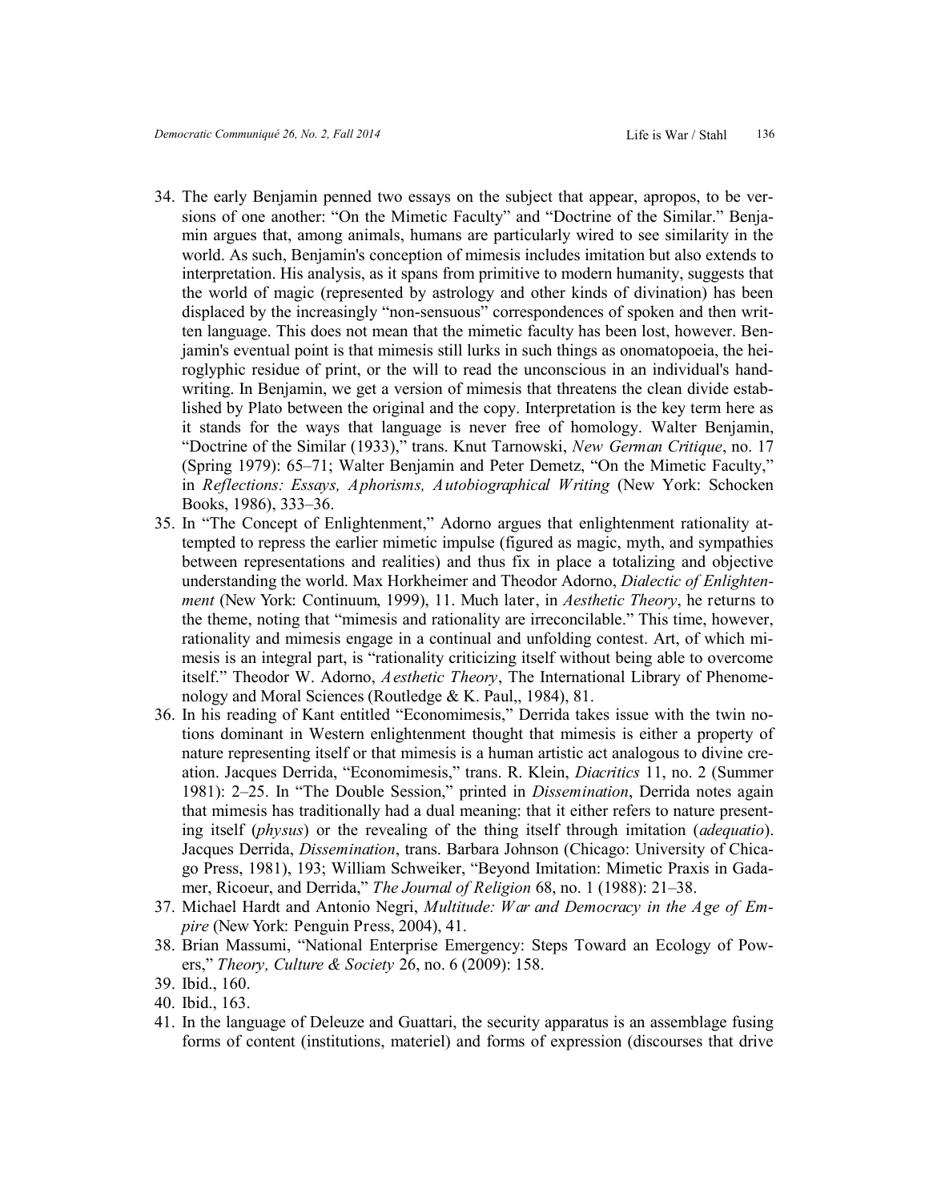34. The early Benjamin penned two essays on the subject that appear, apropos, to be versions of one another: "On the Mimetic Faculty" and "Doctrine of the Similar." Benjamin argues that, among animals, humans are particularly wired to see similarity in the world. As such, Benjamin's conception of mimesis includes imitation but also extends to interpretation. His analysis, as it spans from primitive to modern humanity, suggests that the world of magic (represented by astrology and other kinds of divination) has been displaced by the increasingly "non-sensuous" correspondences of spoken and then written language. This does not mean that the mimetic faculty has been lost, however. Benjamin's eventual point is that mimesis still lurks in such things as onomatopoeia, the heiroglyphic residue of print, or the will to read the unconscious in an individual's handwriting. In Benjamin, we get a version of mimesis that threatens the clean divide established by Plato between the original and the copy. Interpretation is the key term here as it stands for the ways that language is never free of homology. Walter Benjamin, "Doctrine of the Similar (1933)," trans. Knut Tarnowski, *New German Critique*, no. 17 (Spring 1979): 65–71; Walter Benjamin and Peter Demetz, "On the Mimetic Faculty," in *Reflections: Essays, Aphorisms, Autobiographical Writing* (New York: Schocken Books, 1986), 333–36.
35. In "The Concept of Enlightenment," Adorno argues that enlightenment rationality attempted to repress the earlier mimetic impulse (figured as magic, myth, and sympathies between representations and realities) and thus fix in place a totalizing and objective understanding the world. Max Horkheimer and Theodor Adorno, *Dialectic of Enlightenment* (New York: Continuum, 1999), 11. Much later, in *Aesthetic Theory*, he returns to the theme, noting that "mimesis and rationality are irreconcilable." This time, however, rationality and mimesis engage in a continual and unfolding contest. Art, of which mimesis is an integral part, is "rationality criticizing itself without being able to overcome itself." Theodor W. Adorno, *Aesthetic Theory*, The International Library of Phenomenology and Moral Sciences (Routledge & K. Paul,, 1984), 81.
36. In his reading of Kant entitled "Economimesis," Derrida takes issue with the twin notions dominant in Western enlightenment thought that mimesis is either a property of nature representing itself or that mimesis is a human artistic act analogous to divine creation. Jacques Derrida, "Economimesis," trans. R. Klein, *Diacritics* 11, no. 2 (Summer 1981): 2–25. In "The Double Session," printed in *Dissemination*, Derrida notes again that mimesis has traditionally had a dual meaning: that it either refers to nature presenting itself (*physus*) or the revealing of the thing itself through imitation (*adequatio*). Jacques Derrida, *Dissemination*, trans. Barbara Johnson (Chicago: University of Chicago Press, 1981), 193; William Schweiker, "Beyond Imitation: Mimetic Praxis in Gadamer, Ricoeur, and Derrida," *The Journal of Religion* 68, no. 1 (1988): 21–38.
37. Michael Hardt and Antonio Negri, *Multitude: War and Democracy in the Age of Empire* (New York: Penguin Press, 2004), 41.
38. Brian Massumi, "National Enterprise Emergency: Steps Toward an Ecology of Powers," *Theory, Culture & Society* 26, no. 6 (2009): 158.
39. Ibid., 160.
40. Ibid., 163.
41. In the language of Deleuze and Guattari, the security apparatus is an assemblage fusing forms of content (institutions, materiel) and forms of expression (discourses that drive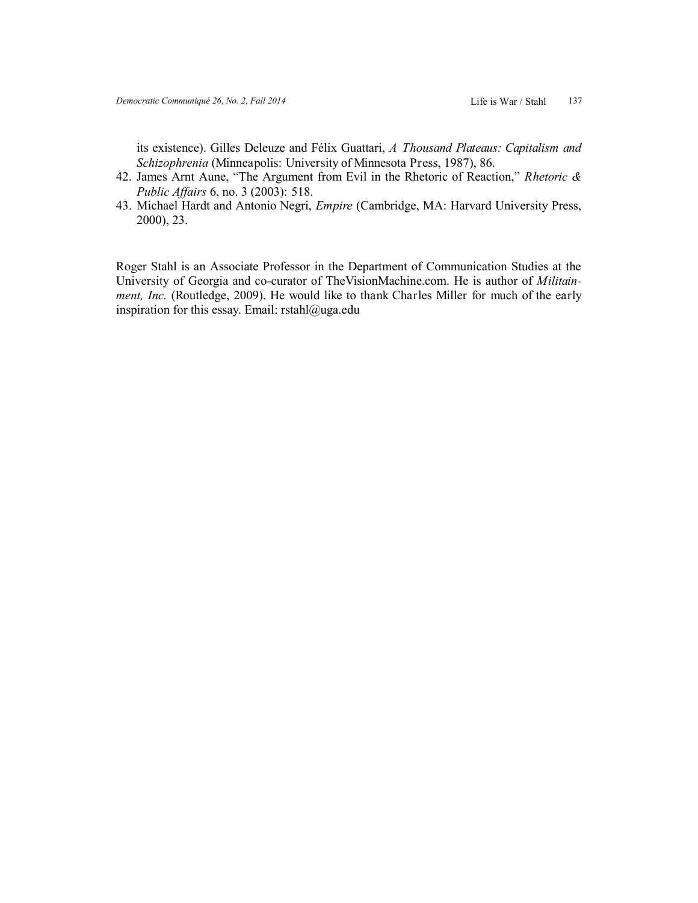its existence). Gilles Deleuze and Félix Guattari, *A Thousand Plateaus: Capitalism and Schizophrenia* (Minneapolis: University of Minnesota Press, 1987), 86.

42. James Arnt Aune, "The Argument from Evil in the Rhetoric of Reaction," *Rhetoric & Public Affairs* 6, no. 3 (2003): 518.
43. Michael Hardt and Antonio Negri, *Empire* (Cambridge, MA: Harvard University Press, 2000), 23.

Roger Stahl is an Associate Professor in the Department of Communication Studies at the University of Georgia and co-curator of TheVisionMachine.com. He is author of *Militainment, Inc.* (Routledge, 2009). He would like to thank Charles Miller for much of the early inspiration for this essay. Email: rstahl@uga.edu